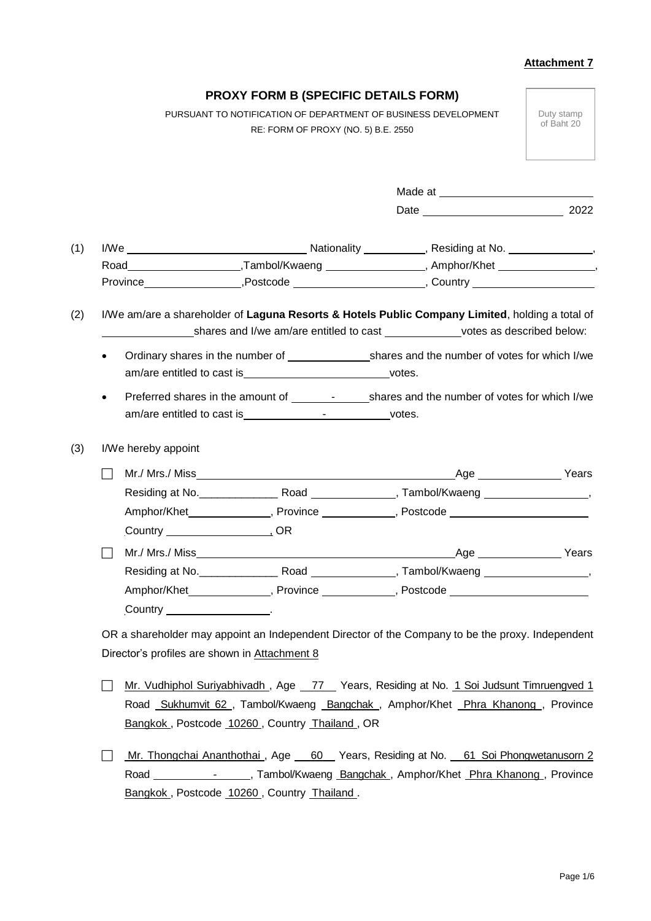**Attachment 7**

## PROXY FORM B (SPECIFIC DETAILS FORM)

PURSUANT TO NOTIFICATION OF DEPARTMENT OF BUSINESS DEVELOPMENT
RE: FORM OF PROXY (NO. 5) B.E. 2550

Duty stamp of Baht 20

Made at ________________________

Date ________________________ 2022

(1) I/We ______________________________ Nationality __________, Residing at No. ______________,
Road__________________,Tambol/Kwaeng ________________, Amphor/Khet ________________,
Province________________,Postcode ______________________, Country ____________________

(2) I/We am/are a shareholder of **Laguna Resorts & Hotels Public Company Limited**, holding a total of ______________shares and I/we am/are entitled to cast ____________votes as described below:

- Ordinary shares in the number of _____________shares and the number of votes for which I/we am/are entitled to cast is________________________votes.
- Preferred shares in the amount of ______-______shares and the number of votes for which I/we am/are entitled to cast is_____________-___________votes.

(3) I/We hereby appoint

☐ Mr./ Mrs./ Miss__________________________________________Age ______________ Years
Residing at No.____________ Road _____________, Tambol/Kwaeng ________________,
Amphor/Khet_____________, Province ___________, Postcode ______________________
Country _________________, OR

☐ Mr./ Mrs./ Miss__________________________________________Age ______________ Years
Residing at No.____________ Road _____________, Tambol/Kwaeng ________________,
Amphor/Khet_____________, Province ___________, Postcode ______________________
Country _________________.

OR a shareholder may appoint an Independent Director of the Company to be the proxy. Independent Director's profiles are shown in Attachment 8

☐ Mr. Vudhiphol Suriyabhivadh , Age 77 Years, Residing at No. 1 Soi Judsunt Timruengved 1 Road Sukhumvit 62 , Tambol/Kwaeng Bangchak , Amphor/Khet Phra Khanong , Province Bangkok , Postcode 10260 , Country Thailand , OR

☐ Mr. Thongchai Ananthothai , Age 60 Years, Residing at No. 61 Soi Phongwetanusorn 2 Road ______-______, Tambol/Kwaeng Bangchak , Amphor/Khet Phra Khanong , Province Bangkok , Postcode 10260 , Country Thailand .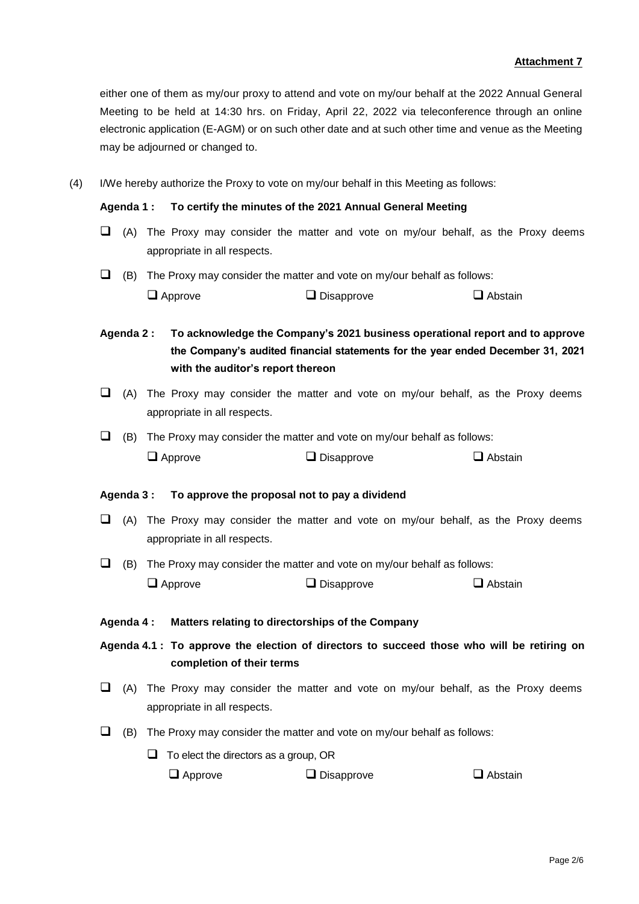**Attachment 7**

either one of them as my/our proxy to attend and vote on my/our behalf at the 2022 Annual General Meeting to be held at 14:30 hrs. on Friday, April 22, 2022 via teleconference through an online electronic application (E-AGM) or on such other date and at such other time and venue as the Meeting may be adjourned or changed to.

(4) I/We hereby authorize the Proxy to vote on my/our behalf in this Meeting as follows:

**Agenda 1 : To certify the minutes of the 2021 Annual General Meeting**

☐ (A) The Proxy may consider the matter and vote on my/our behalf, as the Proxy deems appropriate in all respects.

☐ (B) The Proxy may consider the matter and vote on my/our behalf as follows:

☐ Approve ☐ Disapprove ☐ Abstain

**Agenda 2 : To acknowledge the Company's 2021 business operational report and to approve the Company's audited financial statements for the year ended December 31, 2021 with the auditor's report thereon**

☐ (A) The Proxy may consider the matter and vote on my/our behalf, as the Proxy deems appropriate in all respects.

☐ (B) The Proxy may consider the matter and vote on my/our behalf as follows:

☐ Approve ☐ Disapprove ☐ Abstain

**Agenda 3 : To approve the proposal not to pay a dividend**

☐ (A) The Proxy may consider the matter and vote on my/our behalf, as the Proxy deems appropriate in all respects.

☐ (B) The Proxy may consider the matter and vote on my/our behalf as follows:

☐ Approve ☐ Disapprove ☐ Abstain

**Agenda 4 : Matters relating to directorships of the Company**

**Agenda 4.1 : To approve the election of directors to succeed those who will be retiring on completion of their terms**

☐ (A) The Proxy may consider the matter and vote on my/our behalf, as the Proxy deems appropriate in all respects.

☐ (B) The Proxy may consider the matter and vote on my/our behalf as follows:

☐ To elect the directors as a group, OR

☐ Approve ☐ Disapprove ☐ Abstain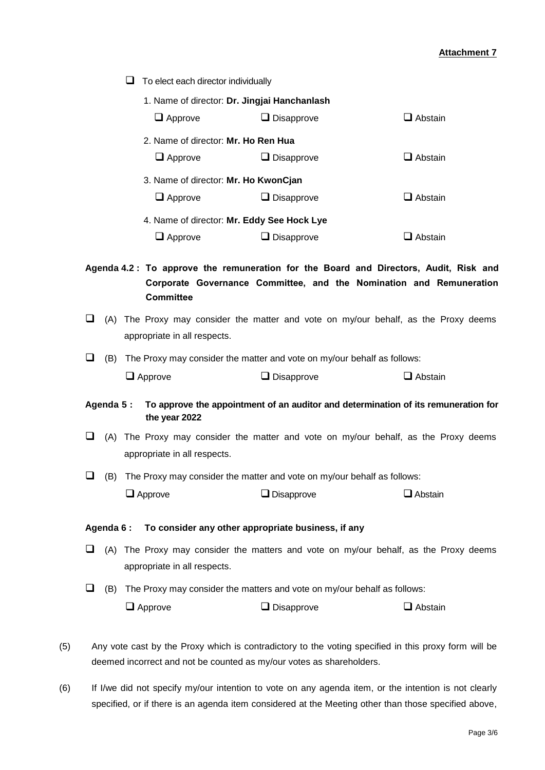**Attachment 7**

- ☐ To elect each director individually

  1. Name of director: **Dr. Jingjai Hanchanlash**

     ☐ Approve ☐ Disapprove ☐ Abstain

  2. Name of director: **Mr. Ho Ren Hua**

     ☐ Approve ☐ Disapprove ☐ Abstain

  3. Name of director: **Mr. Ho KwonCjan**

     ☐ Approve ☐ Disapprove ☐ Abstain

  4. Name of director: **Mr. Eddy See Hock Lye**

     ☐ Approve ☐ Disapprove ☐ Abstain

**Agenda 4.2 : To approve the remuneration for the Board and Directors, Audit, Risk and Corporate Governance Committee, and the Nomination and Remuneration Committee**

☐ (A) The Proxy may consider the matter and vote on my/our behalf, as the Proxy deems appropriate in all respects.

☐ (B) The Proxy may consider the matter and vote on my/our behalf as follows:

☐ Approve ☐ Disapprove ☐ Abstain

**Agenda 5 : To approve the appointment of an auditor and determination of its remuneration for the year 2022**

☐ (A) The Proxy may consider the matter and vote on my/our behalf, as the Proxy deems appropriate in all respects.

☐ (B) The Proxy may consider the matter and vote on my/our behalf as follows:

☐ Approve ☐ Disapprove ☐ Abstain

**Agenda 6 : To consider any other appropriate business, if any**

☐ (A) The Proxy may consider the matters and vote on my/our behalf, as the Proxy deems appropriate in all respects.

☐ (B) The Proxy may consider the matters and vote on my/our behalf as follows:

☐ Approve ☐ Disapprove ☐ Abstain

(5) Any vote cast by the Proxy which is contradictory to the voting specified in this proxy form will be deemed incorrect and not be counted as my/our votes as shareholders.

(6) If I/we did not specify my/our intention to vote on any agenda item, or the intention is not clearly specified, or if there is an agenda item considered at the Meeting other than those specified above,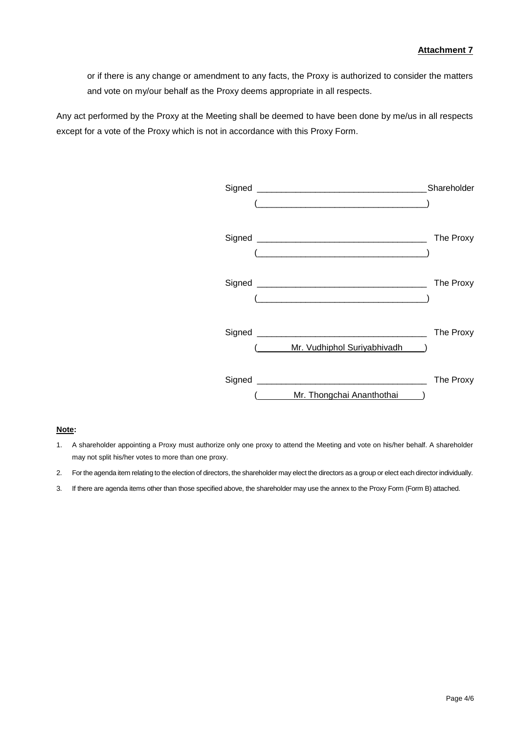**Attachment 7**

or if there is any change or amendment to any facts, the Proxy is authorized to consider the matters and vote on my/our behalf as the Proxy deems appropriate in all respects.

Any act performed by the Proxy at the Meeting shall be deemed to have been done by me/us in all respects except for a vote of the Proxy which is not in accordance with this Proxy Form.

Signed ___________________________________Shareholder
(___________________________________)

Signed ___________________________________ The Proxy
(___________________________________)

Signed ___________________________________ The Proxy
(___________________________________)

Signed ___________________________________ The Proxy
( Mr. Vudhiphol Suriyabhivadh )

Signed ___________________________________ The Proxy
( Mr. Thongchai Ananthothai )

**Note:**

1. A shareholder appointing a Proxy must authorize only one proxy to attend the Meeting and vote on his/her behalf. A shareholder may not split his/her votes to more than one proxy.
2. For the agenda item relating to the election of directors, the shareholder may elect the directors as a group or elect each director individually.
3. If there are agenda items other than those specified above, the shareholder may use the annex to the Proxy Form (Form B) attached.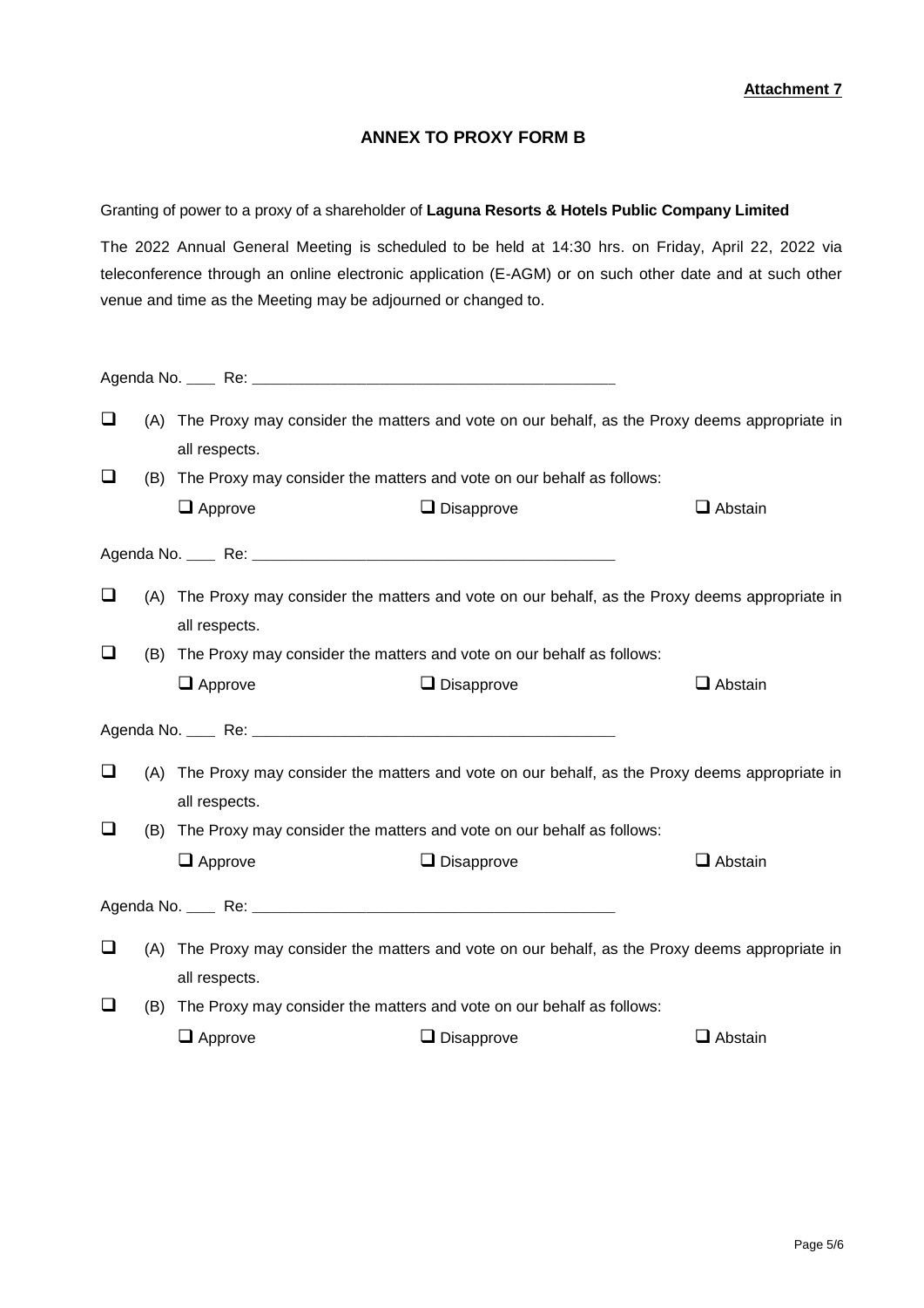**Attachment 7**

## ANNEX TO PROXY FORM B

Granting of power to a proxy of a shareholder of **Laguna Resorts & Hotels Public Company Limited**

The 2022 Annual General Meeting is scheduled to be held at 14:30 hrs. on Friday, April 22, 2022 via teleconference through an online electronic application (E-AGM) or on such other date and at such other venue and time as the Meeting may be adjourned or changed to.

Agenda No. ____ Re: ___________________________________________

☐ (A) The Proxy may consider the matters and vote on our behalf, as the Proxy deems appropriate in all respects.

☐ (B) The Proxy may consider the matters and vote on our behalf as follows:

☐ Approve ☐ Disapprove ☐ Abstain

Agenda No. ____ Re: ___________________________________________

☐ (A) The Proxy may consider the matters and vote on our behalf, as the Proxy deems appropriate in all respects.

☐ (B) The Proxy may consider the matters and vote on our behalf as follows:

☐ Approve ☐ Disapprove ☐ Abstain

Agenda No. ____ Re: ___________________________________________

☐ (A) The Proxy may consider the matters and vote on our behalf, as the Proxy deems appropriate in all respects.

☐ (B) The Proxy may consider the matters and vote on our behalf as follows:

☐ Approve ☐ Disapprove ☐ Abstain

Agenda No. ____ Re: ___________________________________________

☐ (A) The Proxy may consider the matters and vote on our behalf, as the Proxy deems appropriate in all respects.

☐ (B) The Proxy may consider the matters and vote on our behalf as follows:

☐ Approve ☐ Disapprove ☐ Abstain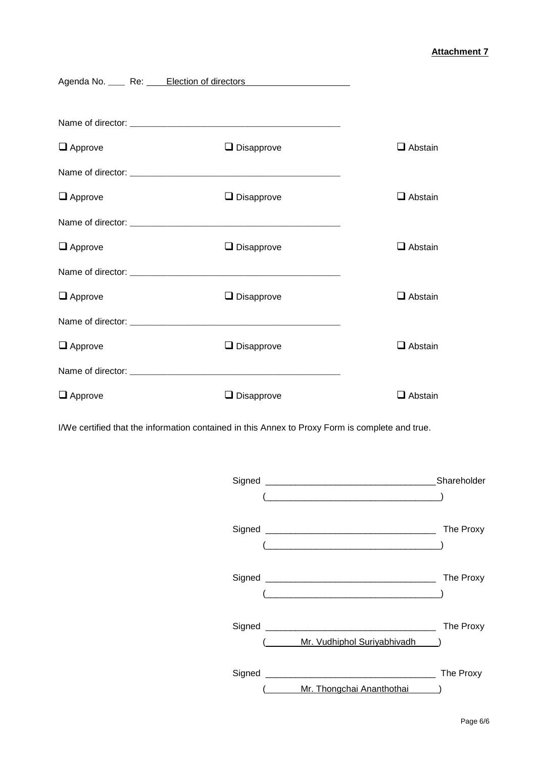**Attachment 7**

Agenda No. ____ Re: ____Election of directors____________________

Name of director: ___________________________________________

☐ Approve ☐ Disapprove ☐ Abstain

Name of director: ___________________________________________

☐ Approve ☐ Disapprove ☐ Abstain

Name of director: ___________________________________________

☐ Approve ☐ Disapprove ☐ Abstain

Name of director: ___________________________________________

☐ Approve ☐ Disapprove ☐ Abstain

Name of director: ___________________________________________

☐ Approve ☐ Disapprove ☐ Abstain

Name of director: ___________________________________________

☐ Approve ☐ Disapprove ☐ Abstain

I/We certified that the information contained in this Annex to Proxy Form is complete and true.

Signed __________________________________ Shareholder
(___________________________________)

Signed __________________________________ The Proxy
(___________________________________)

Signed __________________________________ The Proxy
(___________________________________)

Signed __________________________________ The Proxy
( Mr. Vudhiphol Suriyabhivadh )

Signed __________________________________ The Proxy
( Mr. Thongchai Ananthothai )